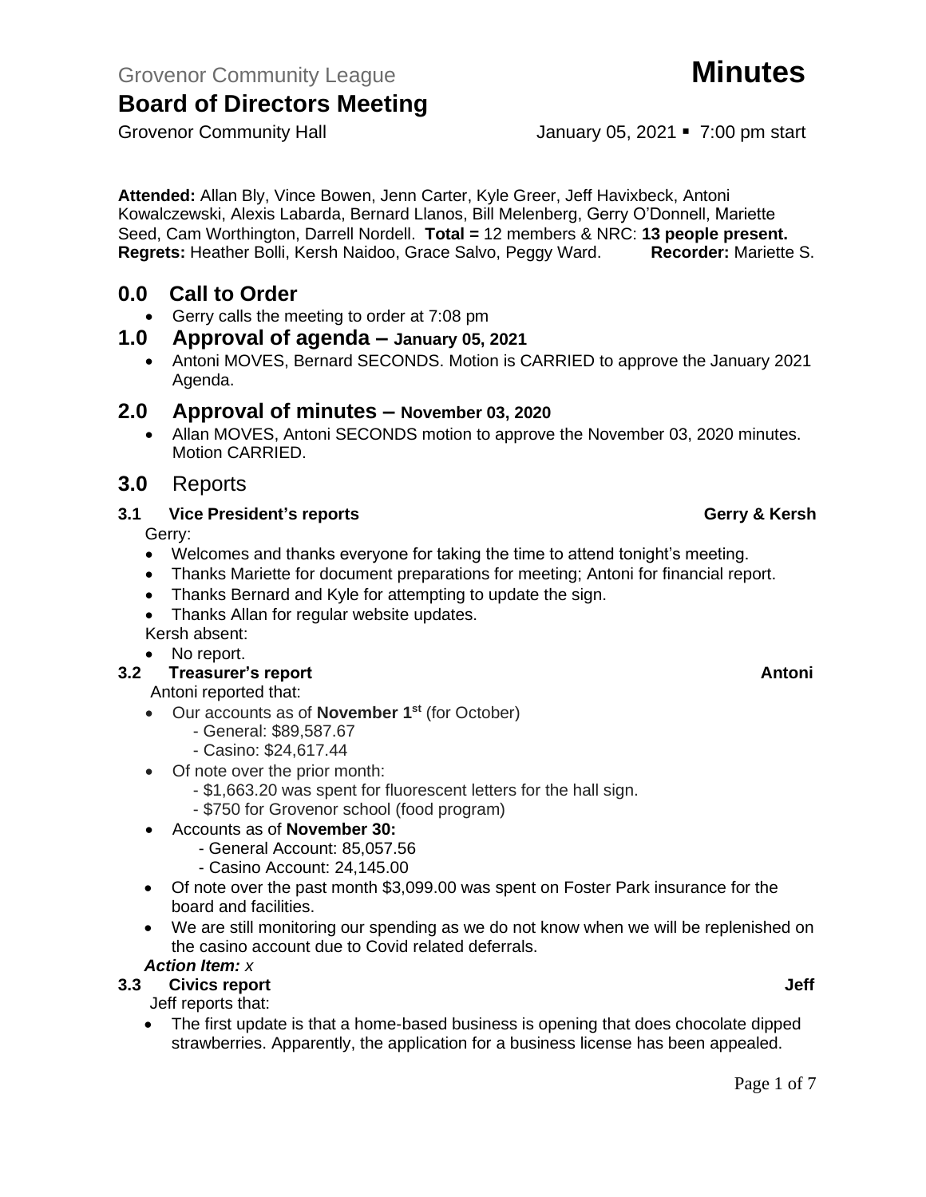Grovenor Community League **Minutes**

# Board of Directors Meeting

Grovenor Community Hall January 05, 2021 ▪ 7:00 pm start

**Attended:** Allan Bly, Vince Bowen, Jenn Carter, Kyle Greer, Jeff Havixbeck, Antoni Kowalczewski, Alexis Labarda, Bernard Llanos, Bill Melenberg, Gerry O'Donnell, Mariette Seed, Cam Worthington, Darrell Nordell. **Total =** 12 members & NRC: **13 people present.**
**Regrets:** Heather Bolli, Kersh Naidoo, Grace Salvo, Peggy Ward. **Recorder:** Mariette S.

## 0.0 Call to Order

- Gerry calls the meeting to order at 7:08 pm

## 1.0 Approval of agenda – January 05, 2021

- Antoni MOVES, Bernard SECONDS. Motion is CARRIED to approve the January 2021 Agenda.

## 2.0 Approval of minutes – November 03, 2020

- Allan MOVES, Antoni SECONDS motion to approve the November 03, 2020 minutes. Motion CARRIED.

## 3.0 Reports

### 3.1 Vice President's reports — Gerry & Kersh

Gerry:

- Welcomes and thanks everyone for taking the time to attend tonight's meeting.
- Thanks Mariette for document preparations for meeting; Antoni for financial report.
- Thanks Bernard and Kyle for attempting to update the sign.
- Thanks Allan for regular website updates.

Kersh absent:

- No report.

### 3.2 Treasurer's report — Antoni

Antoni reported that:

- Our accounts as of **November 1st** (for October)
  - General: $89,587.67
  - Casino: $24,617.44
- Of note over the prior month:
  - $1,663.20 was spent for fluorescent letters for the hall sign.
  - $750 for Grovenor school (food program)
- Accounts as of **November 30:**
  - General Account: 85,057.56
  - Casino Account: 24,145.00
- Of note over the past month $3,099.00 was spent on Foster Park insurance for the board and facilities.
- We are still monitoring our spending as we do not know when we will be replenished on the casino account due to Covid related deferrals.

***Action Item:** x*

### 3.3 Civics report — Jeff

Jeff reports that:

- The first update is that a home-based business is opening that does chocolate dipped strawberries. Apparently, the application for a business license has been appealed.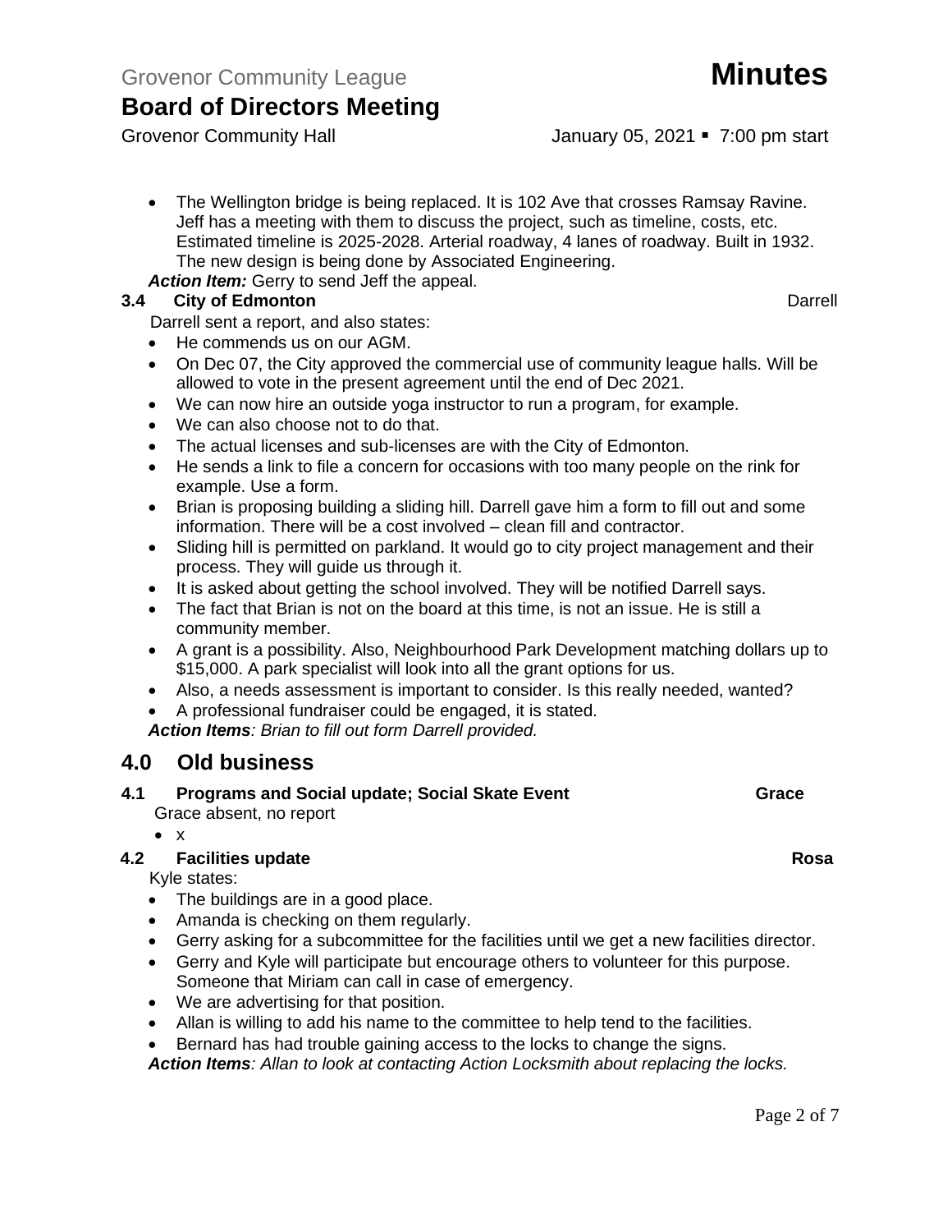- The Wellington bridge is being replaced. It is 102 Ave that crosses Ramsay Ravine. Jeff has a meeting with them to discuss the project, such as timeline, costs, etc. Estimated timeline is 2025-2028. Arterial roadway, 4 lanes of roadway. Built in 1932. The new design is being done by Associated Engineering.

***Action Item:*** Gerry to send Jeff the appeal.

### 3.4 City of Edmonton — Darrell

Darrell sent a report, and also states:

- He commends us on our AGM.
- On Dec 07, the City approved the commercial use of community league halls. Will be allowed to vote in the present agreement until the end of Dec 2021.
- We can now hire an outside yoga instructor to run a program, for example.
- We can also choose not to do that.
- The actual licenses and sub-licenses are with the City of Edmonton.
- He sends a link to file a concern for occasions with too many people on the rink for example. Use a form.
- Brian is proposing building a sliding hill. Darrell gave him a form to fill out and some information. There will be a cost involved – clean fill and contractor.
- Sliding hill is permitted on parkland. It would go to city project management and their process. They will guide us through it.
- It is asked about getting the school involved. They will be notified Darrell says.
- The fact that Brian is not on the board at this time, is not an issue. He is still a community member.
- A grant is a possibility. Also, Neighbourhood Park Development matching dollars up to $15,000. A park specialist will look into all the grant options for us.
- Also, a needs assessment is important to consider. Is this really needed, wanted?
- A professional fundraiser could be engaged, it is stated.

***Action Items**: Brian to fill out form Darrell provided.*

## 4.0 Old business

### 4.1 Programs and Social update; Social Skate Event — Grace

Grace absent, no report

- x

### 4.2 Facilities update — Rosa

Kyle states:

- The buildings are in a good place.
- Amanda is checking on them regularly.
- Gerry asking for a subcommittee for the facilities until we get a new facilities director.
- Gerry and Kyle will participate but encourage others to volunteer for this purpose. Someone that Miriam can call in case of emergency.
- We are advertising for that position.
- Allan is willing to add his name to the committee to help tend to the facilities.
- Bernard has had trouble gaining access to the locks to change the signs.

***Action Items**: Allan to look at contacting Action Locksmith about replacing the locks.*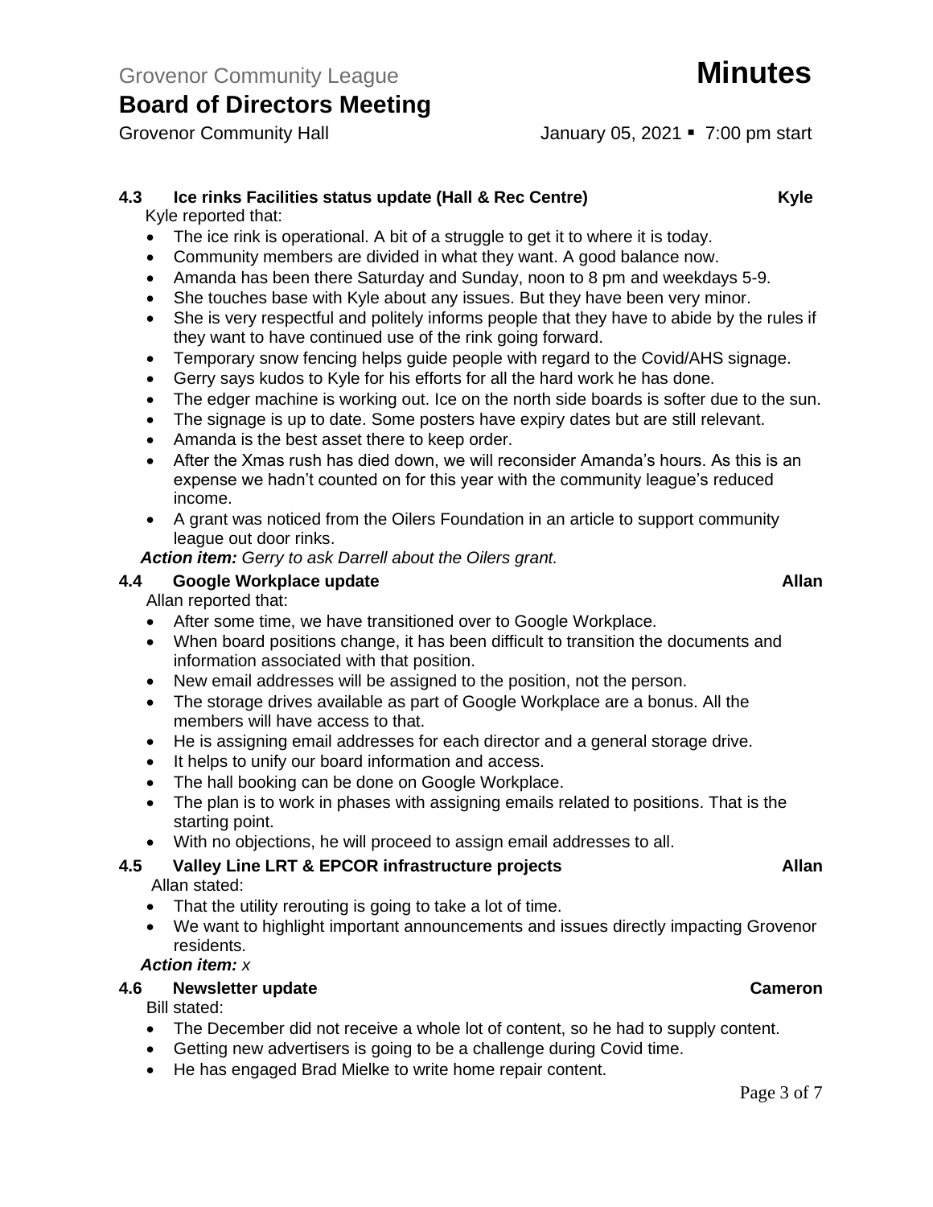### 4.3 Ice rinks Facilities status update (Hall & Rec Centre) — Kyle

Kyle reported that:

- The ice rink is operational. A bit of a struggle to get it to where it is today.
- Community members are divided in what they want. A good balance now.
- Amanda has been there Saturday and Sunday, noon to 8 pm and weekdays 5-9.
- She touches base with Kyle about any issues. But they have been very minor.
- She is very respectful and politely informs people that they have to abide by the rules if they want to have continued use of the rink going forward.
- Temporary snow fencing helps guide people with regard to the Covid/AHS signage.
- Gerry says kudos to Kyle for his efforts for all the hard work he has done.
- The edger machine is working out. Ice on the north side boards is softer due to the sun.
- The signage is up to date. Some posters have expiry dates but are still relevant.
- Amanda is the best asset there to keep order.
- After the Xmas rush has died down, we will reconsider Amanda's hours. As this is an expense we hadn't counted on for this year with the community league's reduced income.
- A grant was noticed from the Oilers Foundation in an article to support community league out door rinks.

***Action item:*** *Gerry to ask Darrell about the Oilers grant.*

### 4.4 Google Workplace update — Allan

Allan reported that:

- After some time, we have transitioned over to Google Workplace.
- When board positions change, it has been difficult to transition the documents and information associated with that position.
- New email addresses will be assigned to the position, not the person.
- The storage drives available as part of Google Workplace are a bonus. All the members will have access to that.
- He is assigning email addresses for each director and a general storage drive.
- It helps to unify our board information and access.
- The hall booking can be done on Google Workplace.
- The plan is to work in phases with assigning emails related to positions. That is the starting point.
- With no objections, he will proceed to assign email addresses to all.

### 4.5 Valley Line LRT & EPCOR infrastructure projects — Allan

Allan stated:

- That the utility rerouting is going to take a lot of time.
- We want to highlight important announcements and issues directly impacting Grovenor residents.

***Action item:*** *x*

### 4.6 Newsletter update — Cameron

Bill stated:

- The December did not receive a whole lot of content, so he had to supply content.
- Getting new advertisers is going to be a challenge during Covid time.
- He has engaged Brad Mielke to write home repair content.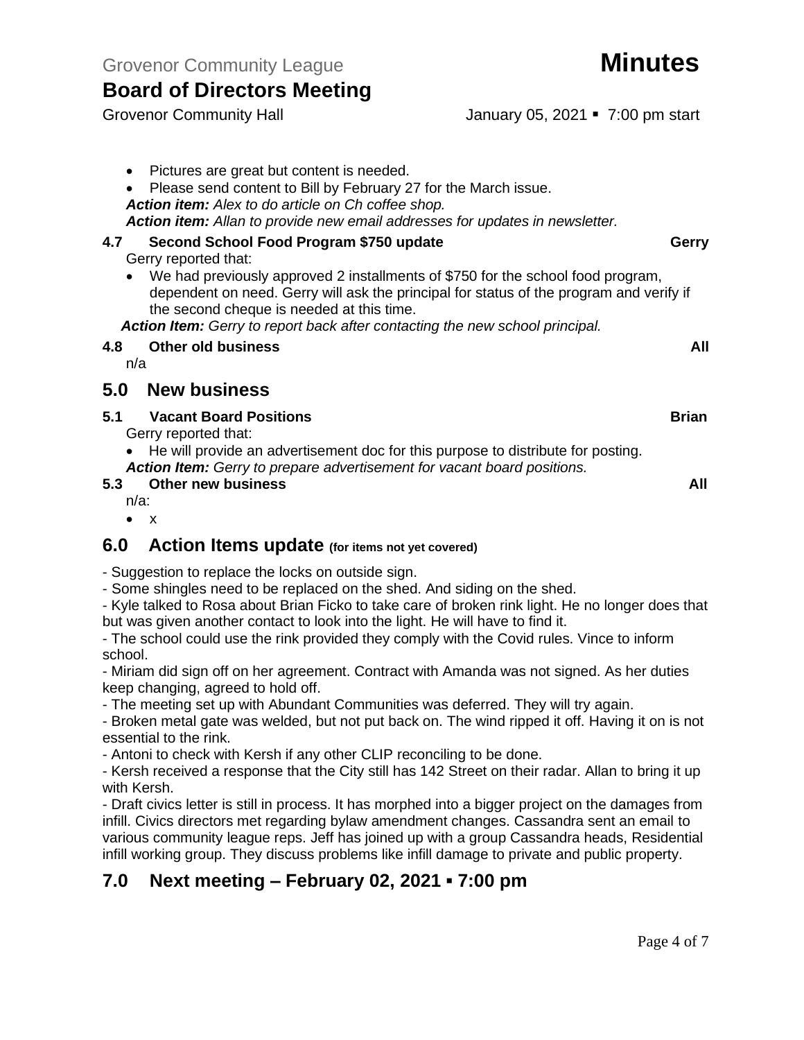- Pictures are great but content is needed.
- Please send content to Bill by February 27 for the March issue.

***Action item:*** *Alex to do article on Ch coffee shop.*
***Action item:*** *Allan to provide new email addresses for updates in newsletter.*

### 4.7 Second School Food Program $750 update — Gerry

Gerry reported that:

- We had previously approved 2 installments of $750 for the school food program, dependent on need. Gerry will ask the principal for status of the program and verify if the second cheque is needed at this time.

***Action Item:*** *Gerry to report back after contacting the new school principal.*

### 4.8 Other old business — All

n/a

## 5.0 New business

### 5.1 Vacant Board Positions — Brian

Gerry reported that:

- He will provide an advertisement doc for this purpose to distribute for posting.

***Action Item:*** *Gerry to prepare advertisement for vacant board positions.*

### 5.3 Other new business — All

n/a:

- x

## 6.0 Action Items update (for items not yet covered)

- Suggestion to replace the locks on outside sign.
- Some shingles need to be replaced on the shed. And siding on the shed.
- Kyle talked to Rosa about Brian Ficko to take care of broken rink light. He no longer does that but was given another contact to look into the light. He will have to find it.
- The school could use the rink provided they comply with the Covid rules. Vince to inform school.
- Miriam did sign off on her agreement. Contract with Amanda was not signed. As her duties keep changing, agreed to hold off.
- The meeting set up with Abundant Communities was deferred. They will try again.
- Broken metal gate was welded, but not put back on. The wind ripped it off. Having it on is not essential to the rink.
- Antoni to check with Kersh if any other CLIP reconciling to be done.
- Kersh received a response that the City still has 142 Street on their radar. Allan to bring it up with Kersh.
- Draft civics letter is still in process. It has morphed into a bigger project on the damages from infill. Civics directors met regarding bylaw amendment changes. Cassandra sent an email to various community league reps. Jeff has joined up with a group Cassandra heads, Residential infill working group. They discuss problems like infill damage to private and public property.

## 7.0 Next meeting – February 02, 2021 ▪ 7:00 pm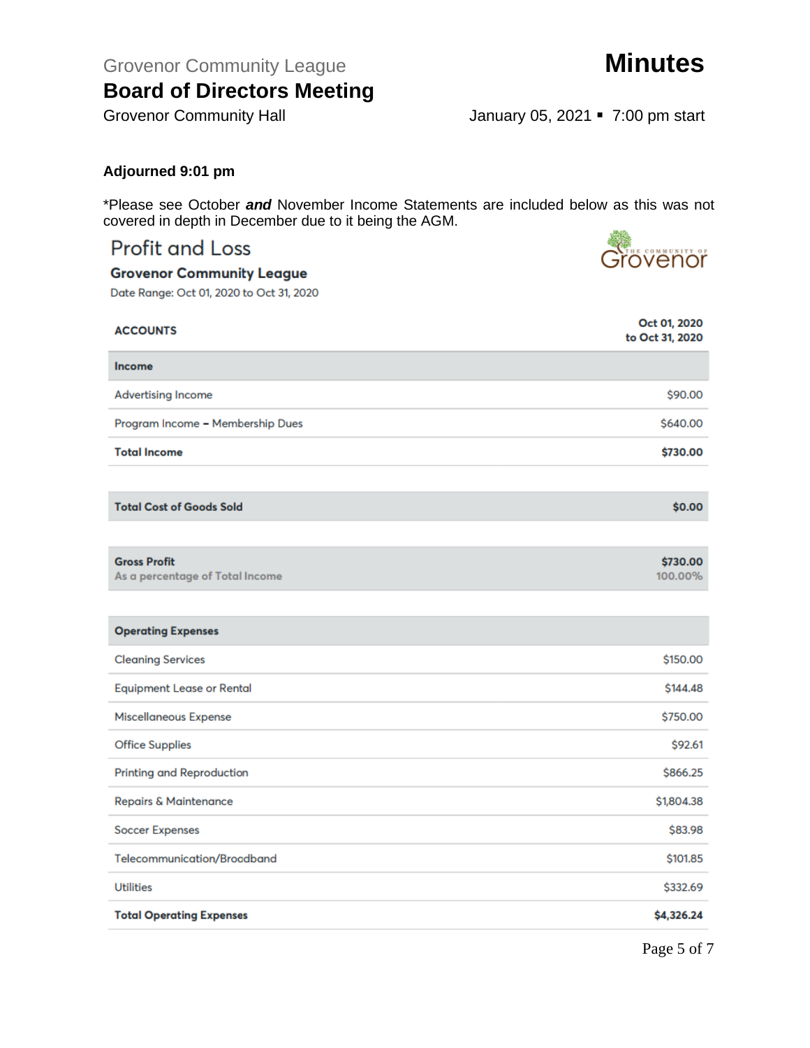Grovenor Community League

# Board of Directors Meeting

# Minutes

Grovenor Community Hall

January 05, 2021 ▪ 7:00 pm start

**Adjourned 9:01 pm**

*Please see October ***and*** November Income Statements are included below as this was not covered in depth in December due to it being the AGM.

## Profit and Loss

### Grovenor Community League

Date Range: Oct 01, 2020 to Oct 31, 2020

| ACCOUNTS | Oct 01, 2020 to Oct 31, 2020 |
|---|---|
| **Income** | |
| Advertising Income | $90.00 |
| Program Income – Membership Dues | $640.00 |
| **Total Income** | **$730.00** |
| **Total Cost of Goods Sold** | **$0.00** |
| **Gross Profit** | **$730.00** |
| As a percentage of Total Income | 100.00% |
| **Operating Expenses** | |
| Cleaning Services | $150.00 |
| Equipment Lease or Rental | $144.48 |
| Miscellaneous Expense | $750.00 |
| Office Supplies | $92.61 |
| Printing and Reproduction | $866.25 |
| Repairs & Maintenance | $1,804.38 |
| Soccer Expenses | $83.98 |
| Telecommunication/Broadband | $101.85 |
| Utilities | $332.69 |
| **Total Operating Expenses** | **$4,326.24** |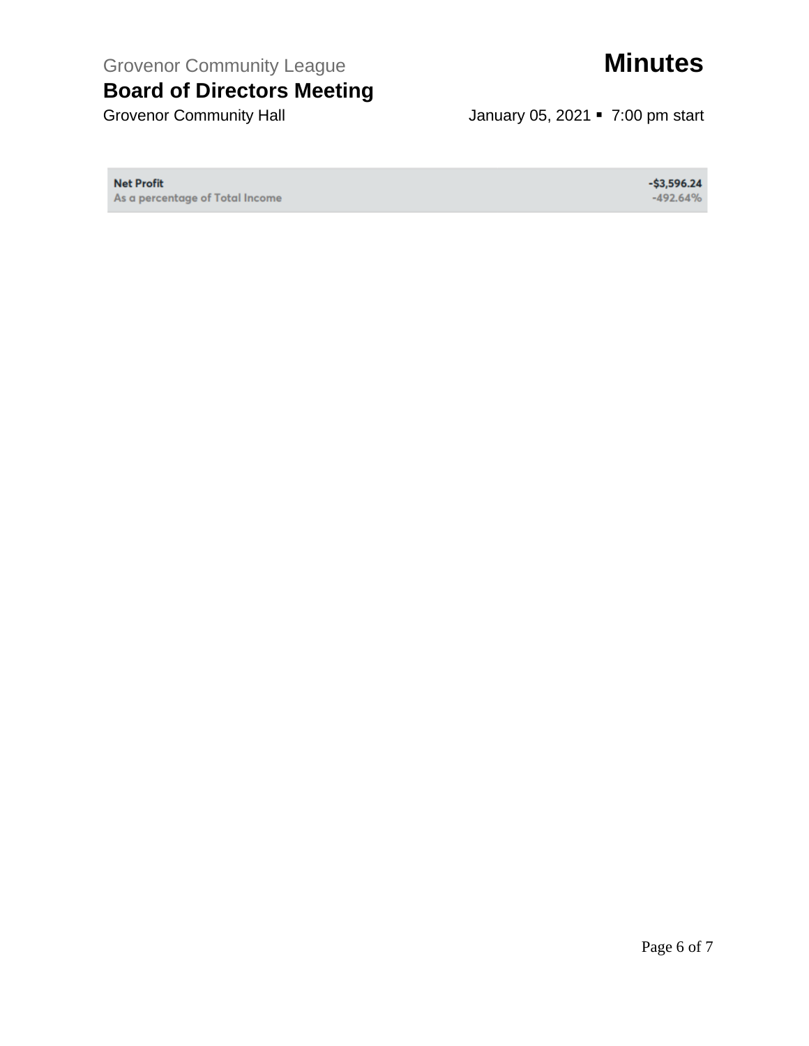| Net Profit | -$3,596.24 |
| --- | --- |
| As a percentage of Total Income | -492.64% |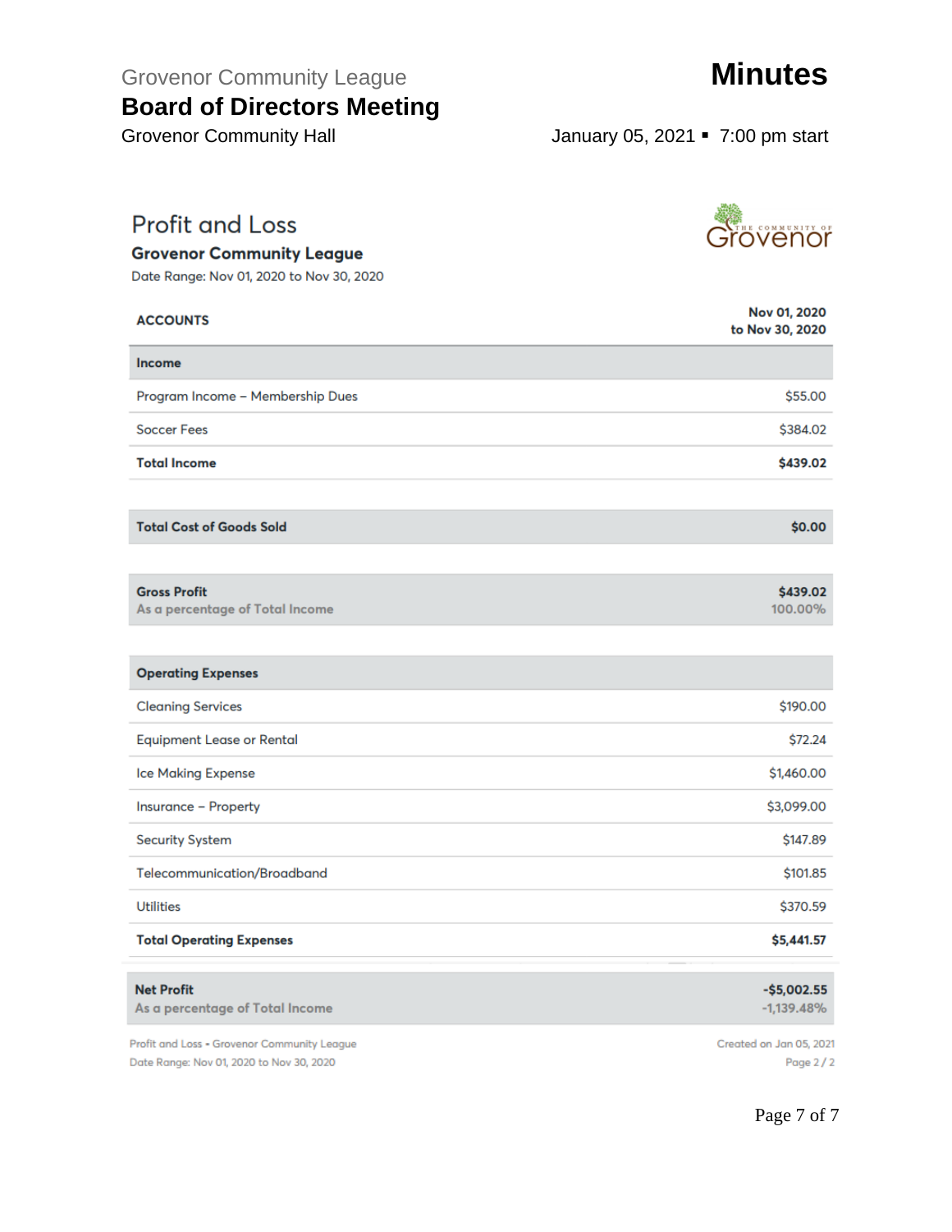# Profit and Loss

**Grovenor Community League**

Date Range: Nov 01, 2020 to Nov 30, 2020

| ACCOUNTS | Nov 01, 2020 to Nov 30, 2020 |
|---|---|
| **Income** | |
| Program Income – Membership Dues | $55.00 |
| Soccer Fees | $384.02 |
| **Total Income** | **$439.02** |
| **Total Cost of Goods Sold** | **$0.00** |
| **Gross Profit** | **$439.02** |
| As a percentage of Total Income | 100.00% |
| **Operating Expenses** | |
| Cleaning Services | $190.00 |
| Equipment Lease or Rental | $72.24 |
| Ice Making Expense | $1,460.00 |
| Insurance – Property | $3,099.00 |
| Security System | $147.89 |
| Telecommunication/Broadband | $101.85 |
| Utilities | $370.59 |
| **Total Operating Expenses** | **$5,441.57** |
| **Net Profit** | **-$5,002.55** |
| As a percentage of Total Income | -1,139.48% |

Profit and Loss - Grovenor Community League
Date Range: Nov 01, 2020 to Nov 30, 2020

Created on Jan 05, 2021